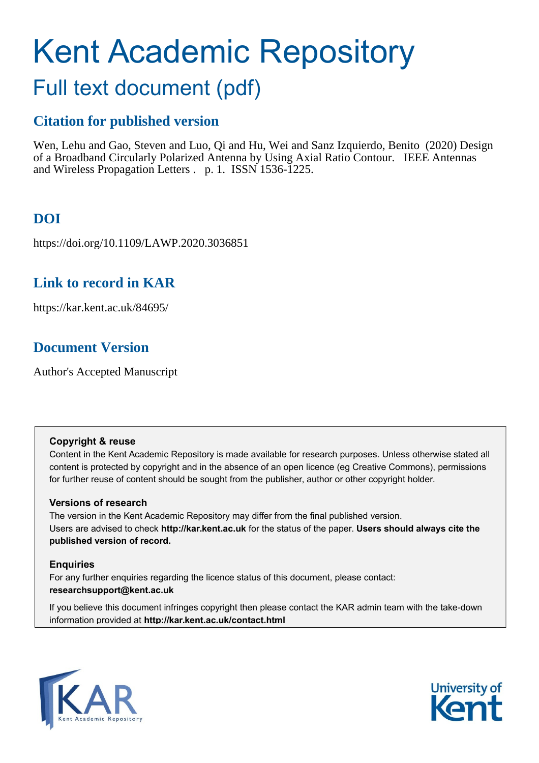# Kent Academic Repository

## Full text document (pdf)

### Citation for published version

Wen, Lehu and Gao, Steven and Luo, Qi and Hu, Wei and Sanz Izquierdo, Benito (2020) Design of a Broadband Circularly Polarized Antenna by Using Axial Ratio Contour. IEEE Antennas and Wireless Propagation Letters . p. 1. ISSN 1536-1225.

### DOI

https://doi.org/10.1109/LAWP.2020.3036851

### Link to record in KAR

https://kar.kent.ac.uk/84695/

### Document Version

Author's Accepted Manuscript

**Copyright & reuse**

Content in the Kent Academic Repository is made available for research purposes. Unless otherwise stated all content is protected by copyright and in the absence of an open licence (eg Creative Commons), permissions for further reuse of content should be sought from the publisher, author or other copyright holder.

**Versions of research**

The version in the Kent Academic Repository may differ from the final published version. Users are advised to check **http://kar.kent.ac.uk** for the status of the paper. **Users should always cite the published version of record.**

**Enquiries**

For any further enquiries regarding the licence status of this document, please contact: **researchsupport@kent.ac.uk**

If you believe this document infringes copyright then please contact the KAR admin team with the take-down information provided at **http://kar.kent.ac.uk/contact.html**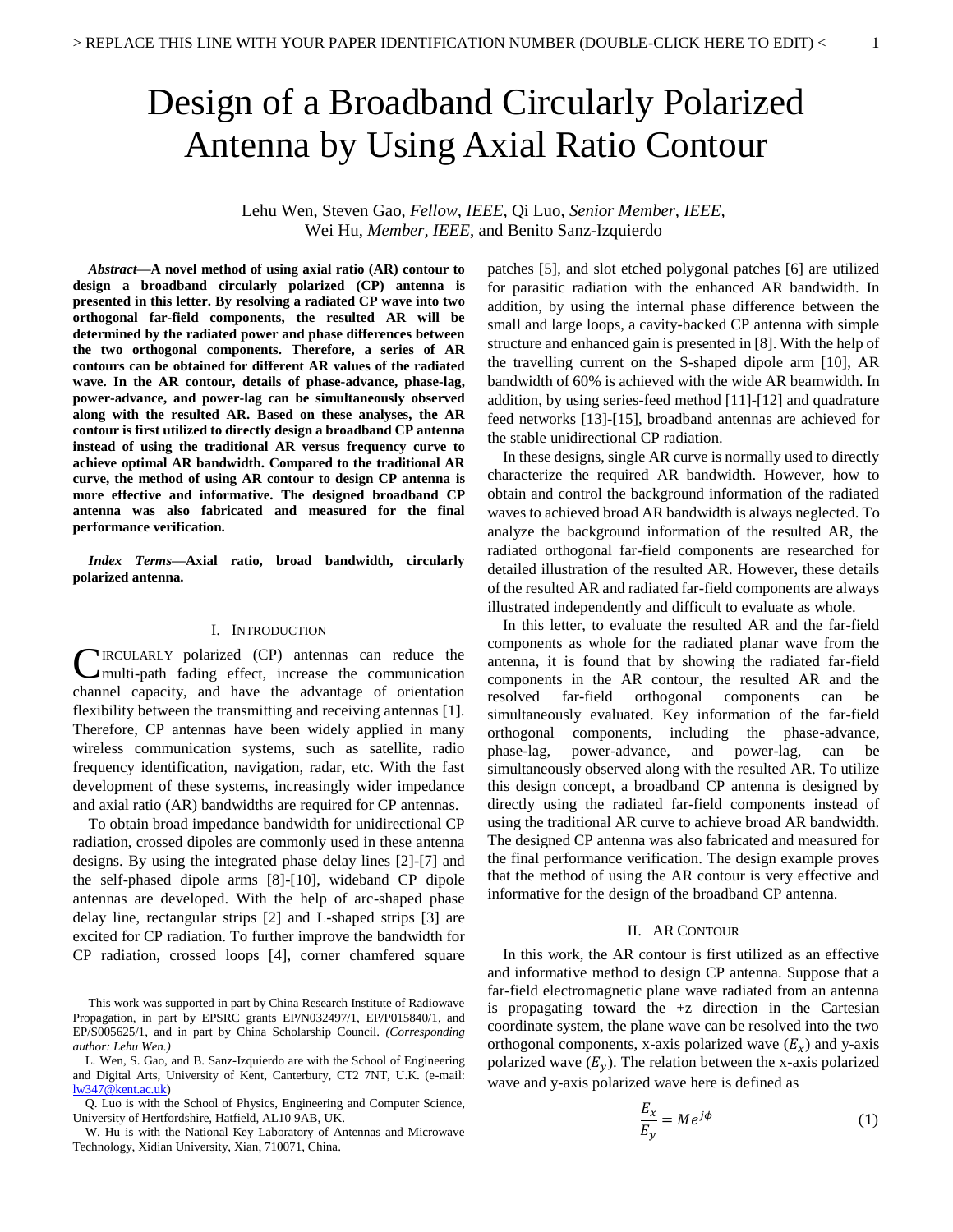# Design of a Broadband Circularly Polarized Antenna by Using Axial Ratio Contour

Lehu Wen, Steven Gao, *Fellow, IEEE*, Qi Luo, *Senior Member, IEEE*, Wei Hu, *Member, IEEE*, and Benito Sanz-Izquierdo

***Abstract*—A novel method of using axial ratio (AR) contour to design a broadband circularly polarized (CP) antenna is presented in this letter. By resolving a radiated CP wave into two orthogonal far-field components, the resulted AR will be determined by the radiated power and phase differences between the two orthogonal components. Therefore, a series of AR contours can be obtained for different AR values of the radiated wave. In the AR contour, details of phase-advance, phase-lag, power-advance, and power-lag can be simultaneously observed along with the resulted AR. Based on these analyses, the AR contour is first utilized to directly design a broadband CP antenna instead of using the traditional AR versus frequency curve to achieve optimal AR bandwidth. Compared to the traditional AR curve, the method of using AR contour to design CP antenna is more effective and informative. The designed broadband CP antenna was also fabricated and measured for the final performance verification.**

***Index Terms*—Axial ratio, broad bandwidth, circularly polarized antenna.**

## I. Introduction

Circularly polarized (CP) antennas can reduce the multi-path fading effect, increase the communication channel capacity, and have the advantage of orientation flexibility between the transmitting and receiving antennas [1]. Therefore, CP antennas have been widely applied in many wireless communication systems, such as satellite, radio frequency identification, navigation, radar, etc. With the fast development of these systems, increasingly wider impedance and axial ratio (AR) bandwidths are required for CP antennas.

To obtain broad impedance bandwidth for unidirectional CP radiation, crossed dipoles are commonly used in these antenna designs. By using the integrated phase delay lines [2]-[7] and the self-phased dipole arms [8]-[10], wideband CP dipole antennas are developed. With the help of arc-shaped phase delay line, rectangular strips [2] and L-shaped strips [3] are excited for CP radiation. To further improve the bandwidth for CP radiation, crossed loops [4], corner chamfered square patches [5], and slot etched polygonal patches [6] are utilized for parasitic radiation with the enhanced AR bandwidth. In addition, by using the internal phase difference between the small and large loops, a cavity-backed CP antenna with simple structure and enhanced gain is presented in [8]. With the help of the travelling current on the S-shaped dipole arm [10], AR bandwidth of 60% is achieved with the wide AR beamwidth. In addition, by using series-feed method [11]-[12] and quadrature feed networks [13]-[15], broadband antennas are achieved for the stable unidirectional CP radiation.

In these designs, single AR curve is normally used to directly characterize the required AR bandwidth. However, how to obtain and control the background information of the radiated waves to achieved broad AR bandwidth is always neglected. To analyze the background information of the resulted AR, the radiated orthogonal far-field components are researched for detailed illustration of the resulted AR. However, these details of the resulted AR and radiated far-field components are always illustrated independently and difficult to evaluate as whole.

In this letter, to evaluate the resulted AR and the far-field components as whole for the radiated planar wave from the antenna, it is found that by showing the radiated far-field components in the AR contour, the resulted AR and the resolved far-field orthogonal components can be simultaneously evaluated. Key information of the far-field orthogonal components, including the phase-advance, phase-lag, power-advance, and power-lag, can be simultaneously observed along with the resulted AR. To utilize this design concept, a broadband CP antenna is designed by directly using the radiated far-field components instead of using the traditional AR curve to achieve broad AR bandwidth. The designed CP antenna was also fabricated and measured for the final performance verification. The design example proves that the method of using the AR contour is very effective and informative for the design of the broadband CP antenna.

## II. AR Contour

In this work, the AR contour is first utilized as an effective and informative method to design CP antenna. Suppose that a far-field electromagnetic plane wave radiated from an antenna is propagating toward the +z direction in the Cartesian coordinate system, the plane wave can be resolved into the two orthogonal components, x-axis polarized wave ($E_x$) and y-axis polarized wave ($E_y$). The relation between the x-axis polarized wave and y-axis polarized wave here is defined as

$$\frac{E_x}{E_y} = Me^{j\phi} \tag{1}$$

This work was supported in part by China Research Institute of Radiowave Propagation, in part by EPSRC grants EP/N032497/1, EP/P015840/1, and EP/S005625/1, and in part by China Scholarship Council. *(Corresponding author: Lehu Wen.)*

L. Wen, S. Gao, and B. Sanz-Izquierdo are with the School of Engineering and Digital Arts, University of Kent, Canterbury, CT2 7NT, U.K. (e-mail: lw347@kent.ac.uk)

Q. Luo is with the School of Physics, Engineering and Computer Science, University of Hertfordshire, Hatfield, AL10 9AB, UK.

W. Hu is with the National Key Laboratory of Antennas and Microwave Technology, Xidian University, Xian, 710071, China.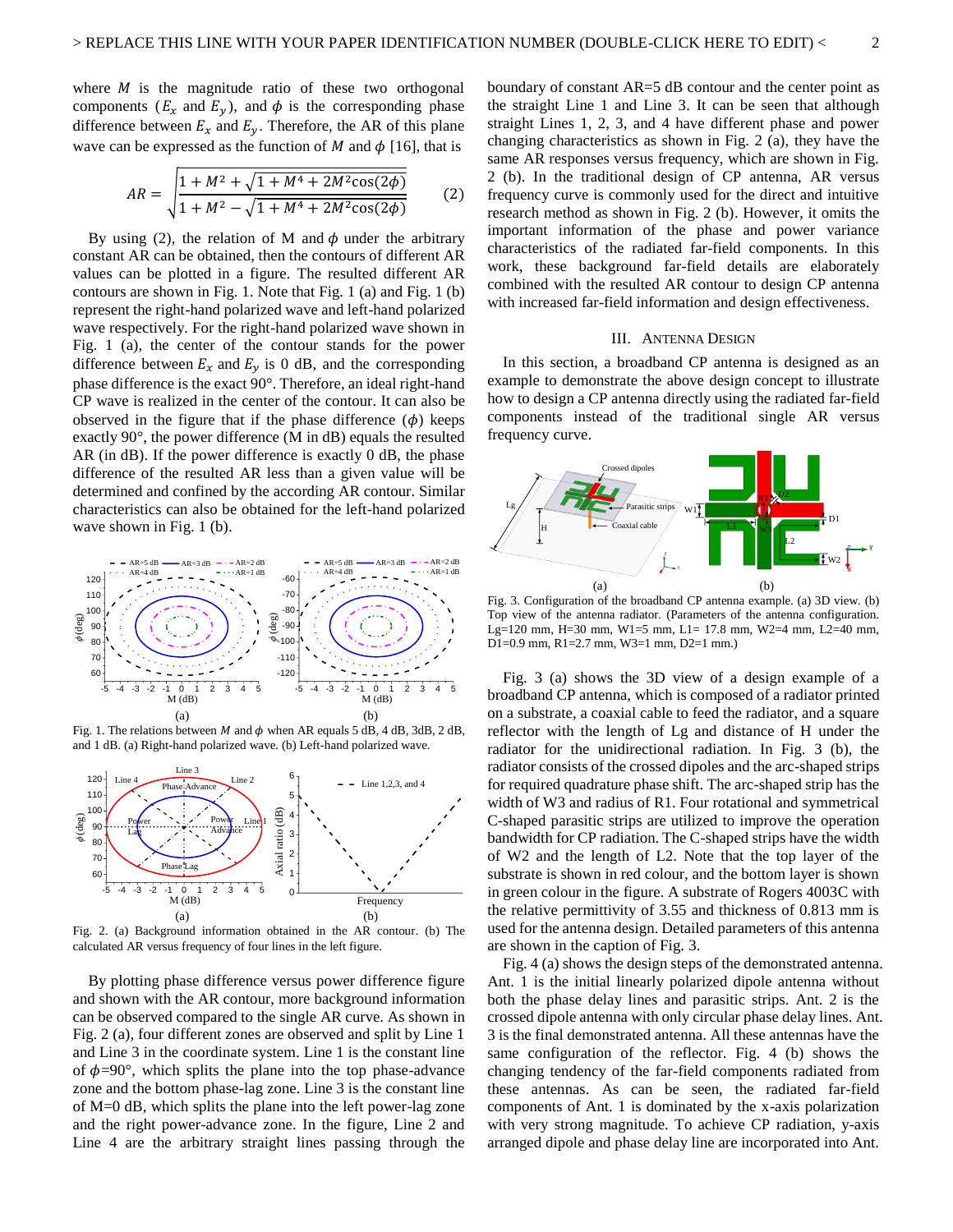where $M$ is the magnitude ratio of these two orthogonal components ($E_x$ and $E_y$), and $\phi$ is the corresponding phase difference between $E_x$ and $E_y$. Therefore, the AR of this plane wave can be expressed as the function of $M$ and $\phi$ [16], that is

$$AR = \sqrt{\frac{1 + M^2 + \sqrt{1 + M^4 + 2M^2\cos(2\phi)}}{1 + M^2 - \sqrt{1 + M^4 + 2M^2\cos(2\phi)}}} \tag{2}$$

By using (2), the relation of M and $\phi$ under the arbitrary constant AR can be obtained, then the contours of different AR values can be plotted in a figure. The resulted different AR contours are shown in Fig. 1. Note that Fig. 1 (a) and Fig. 1 (b) represent the right-hand polarized wave and left-hand polarized wave respectively. For the right-hand polarized wave shown in Fig. 1 (a), the center of the contour stands for the power difference between $E_x$ and $E_y$ is 0 dB, and the corresponding phase difference is the exact 90°. Therefore, an ideal right-hand CP wave is realized in the center of the contour. It can also be observed in the figure that if the phase difference ($\phi$) keeps exactly 90°, the power difference (M in dB) equals the resulted AR (in dB). If the power difference is exactly 0 dB, the phase difference of the resulted AR less than a given value will be determined and confined by the according AR contour. Similar characteristics can also be obtained for the left-hand polarized wave shown in Fig. 1 (b).

Fig. 1. The relations between $M$ and $\phi$ when AR equals 5 dB, 4 dB, 3dB, 2 dB, and 1 dB. (a) Right-hand polarized wave. (b) Left-hand polarized wave.

Fig. 2. (a) Background information obtained in the AR contour. (b) The calculated AR versus frequency of four lines in the left figure.

By plotting phase difference versus power difference figure and shown with the AR contour, more background information can be observed compared to the single AR curve. As shown in Fig. 2 (a), four different zones are observed and split by Line 1 and Line 3 in the coordinate system. Line 1 is the constant line of $\phi$=90°, which splits the plane into the top phase-advance zone and the bottom phase-lag zone. Line 3 is the constant line of M=0 dB, which splits the plane into the left power-lag zone and the right power-advance zone. In the figure, Line 2 and Line 4 are the arbitrary straight lines passing through the boundary of constant AR=5 dB contour and the center point as the straight Line 1 and Line 3. It can be seen that although straight Lines 1, 2, 3, and 4 have different phase and power changing characteristics as shown in Fig. 2 (a), they have the same AR responses versus frequency, which are shown in Fig. 2 (b). In the traditional design of CP antenna, AR versus frequency curve is commonly used for the direct and intuitive research method as shown in Fig. 2 (b). However, it omits the important information of the phase and power variance characteristics of the radiated far-field components. In this work, these background far-field details are elaborately combined with the resulted AR contour to design CP antenna with increased far-field information and design effectiveness.

## III. Antenna Design

In this section, a broadband CP antenna is designed as an example to demonstrate the above design concept to illustrate how to design a CP antenna directly using the radiated far-field components instead of the traditional single AR versus frequency curve.

Fig. 3. Configuration of the broadband CP antenna example. (a) 3D view. (b) Top view of the antenna radiator. (Parameters of the antenna configuration. Lg=120 mm, H=30 mm, W1=5 mm, L1= 17.8 mm, W2=4 mm, L2=40 mm, D1=0.9 mm, R1=2.7 mm, W3=1 mm, D2=1 mm.)

Fig. 3 (a) shows the 3D view of a design example of a broadband CP antenna, which is composed of a radiator printed on a substrate, a coaxial cable to feed the radiator, and a square reflector with the length of Lg and distance of H under the radiator for the unidirectional radiation. In Fig. 3 (b), the radiator consists of the crossed dipoles and the arc-shaped strips for required quadrature phase shift. The arc-shaped strip has the width of W3 and radius of R1. Four rotational and symmetrical C-shaped parasitic strips are utilized to improve the operation bandwidth for CP radiation. The C-shaped strips have the width of W2 and the length of L2. Note that the top layer of the substrate is shown in red colour, and the bottom layer is shown in green colour in the figure. A substrate of Rogers 4003C with the relative permittivity of 3.55 and thickness of 0.813 mm is used for the antenna design. Detailed parameters of this antenna are shown in the caption of Fig. 3.

Fig. 4 (a) shows the design steps of the demonstrated antenna. Ant. 1 is the initial linearly polarized dipole antenna without both the phase delay lines and parasitic strips. Ant. 2 is the crossed dipole antenna with only circular phase delay lines. Ant. 3 is the final demonstrated antenna. All these antennas have the same configuration of the reflector. Fig. 4 (b) shows the changing tendency of the far-field components radiated from these antennas. As can be seen, the radiated far-field components of Ant. 1 is dominated by the x-axis polarization with very strong magnitude. To achieve CP radiation, y-axis arranged dipole and phase delay line are incorporated into Ant.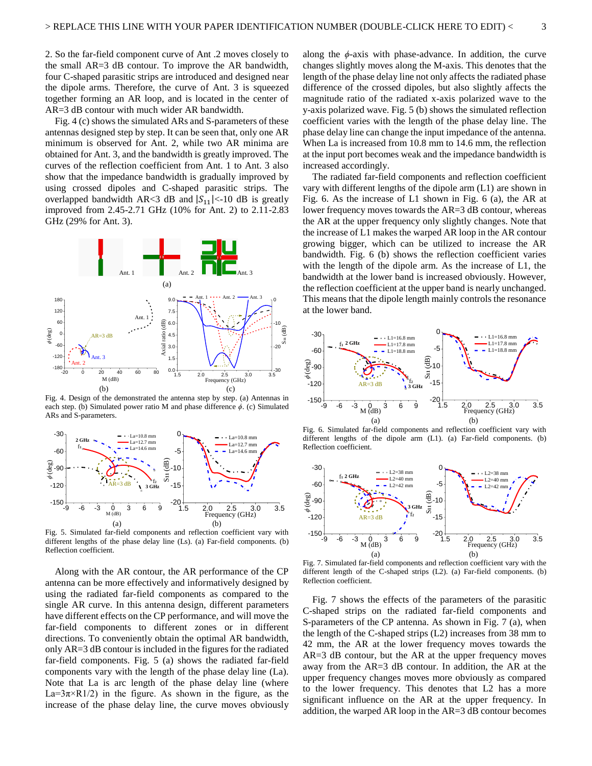2. So the far-field component curve of Ant .2 moves closely to the small AR=3 dB contour. To improve the AR bandwidth, four C-shaped parasitic strips are introduced and designed near the dipole arms. Therefore, the curve of Ant. 3 is squeezed together forming an AR loop, and is located in the center of AR=3 dB contour with much wider AR bandwidth.

Fig. 4 (c) shows the simulated ARs and S-parameters of these antennas designed step by step. It can be seen that, only one AR minimum is observed for Ant. 2, while two AR minima are obtained for Ant. 3, and the bandwidth is greatly improved. The curves of the reflection coefficient from Ant. 1 to Ant. 3 also show that the impedance bandwidth is gradually improved by using crossed dipoles and C-shaped parasitic strips. The overlapped bandwidth AR<3 dB and $|S_{11}|$<-10 dB is greatly improved from 2.45-2.71 GHz (10% for Ant. 2) to 2.11-2.83 GHz (29% for Ant. 3).

Fig. 4. Design of the demonstrated the antenna step by step. (a) Antennas in each step. (b) Simulated power ratio M and phase difference $\phi$. (c) Simulated ARs and S-parameters.

Fig. 5. Simulated far-field components and reflection coefficient vary with different lengths of the phase delay line (Ls). (a) Far-field components. (b) Reflection coefficient.

Along with the AR contour, the AR performance of the CP antenna can be more effectively and informatively designed by using the radiated far-field components as compared to the single AR curve. In this antenna design, different parameters have different effects on the CP performance, and will move the far-field components to different zones or in different directions. To conveniently obtain the optimal AR bandwidth, only AR=3 dB contour is included in the figures for the radiated far-field components. Fig. 5 (a) shows the radiated far-field components vary with the length of the phase delay line (La). Note that La is arc length of the phase delay line (where La=3π×R1/2) in the figure. As shown in the figure, as the increase of the phase delay line, the curve moves obviously along the $\phi$-axis with phase-advance. In addition, the curve changes slightly moves along the M-axis. This denotes that the length of the phase delay line not only affects the radiated phase difference of the crossed dipoles, but also slightly affects the magnitude ratio of the radiated x-axis polarized wave to the y-axis polarized wave. Fig. 5 (b) shows the simulated reflection coefficient varies with the length of the phase delay line. The phase delay line can change the input impedance of the antenna. When La is increased from 10.8 mm to 14.6 mm, the reflection at the input port becomes weak and the impedance bandwidth is increased accordingly.

The radiated far-field components and reflection coefficient vary with different lengths of the dipole arm (L1) are shown in Fig. 6. As the increase of L1 shown in Fig. 6 (a), the AR at lower frequency moves towards the AR=3 dB contour, whereas the AR at the upper frequency only slightly changes. Note that the increase of L1 makes the warped AR loop in the AR contour growing bigger, which can be utilized to increase the AR bandwidth. Fig. 6 (b) shows the reflection coefficient varies with the length of the dipole arm. As the increase of L1, the bandwidth at the lower band is increased obviously. However, the reflection coefficient at the upper band is nearly unchanged. This means that the dipole length mainly controls the resonance at the lower band.

Fig. 6. Simulated far-field components and reflection coefficient vary with different lengths of the dipole arm (L1). (a) Far-field components. (b) Reflection coefficient.

Fig. 7. Simulated far-field components and reflection coefficient vary with the different length of the C-shaped strips (L2). (a) Far-field components. (b) Reflection coefficient.

Fig. 7 shows the effects of the parameters of the parasitic C-shaped strips on the radiated far-field components and S-parameters of the CP antenna. As shown in Fig. 7 (a), when the length of the C-shaped strips (L2) increases from 38 mm to 42 mm, the AR at the lower frequency moves towards the AR=3 dB contour, but the AR at the upper frequency moves away from the AR=3 dB contour. In addition, the AR at the upper frequency changes moves more obviously as compared to the lower frequency. This denotes that L2 has a more significant influence on the AR at the upper frequency. In addition, the warped AR loop in the AR=3 dB contour becomes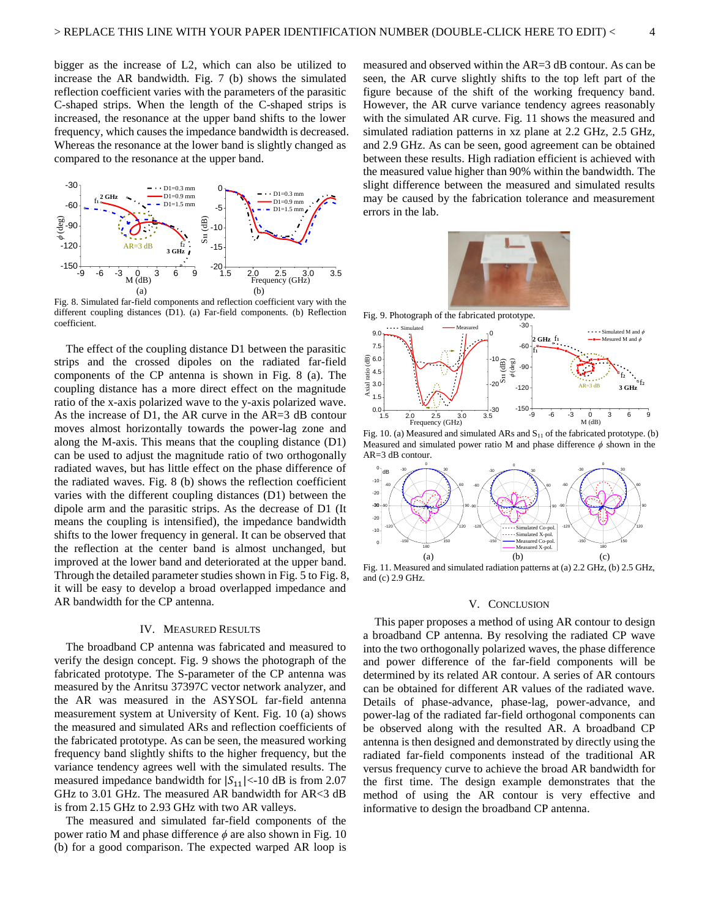bigger as the increase of L2, which can also be utilized to increase the AR bandwidth. Fig. 7 (b) shows the simulated reflection coefficient varies with the parameters of the parasitic C-shaped strips. When the length of the C-shaped strips is increased, the resonance at the upper band shifts to the lower frequency, which causes the impedance bandwidth is decreased. Whereas the resonance at the lower band is slightly changed as compared to the resonance at the upper band.

Fig. 8. Simulated far-field components and reflection coefficient vary with the different coupling distances (D1). (a) Far-field components. (b) Reflection coefficient.

The effect of the coupling distance D1 between the parasitic strips and the crossed dipoles on the radiated far-field components of the CP antenna is shown in Fig. 8 (a). The coupling distance has a more direct effect on the magnitude ratio of the x-axis polarized wave to the y-axis polarized wave. As the increase of D1, the AR curve in the AR=3 dB contour moves almost horizontally towards the power-lag zone and along the M-axis. This means that the coupling distance (D1) can be used to adjust the magnitude ratio of two orthogonally radiated waves, but has little effect on the phase difference of the radiated waves. Fig. 8 (b) shows the reflection coefficient varies with the different coupling distances (D1) between the dipole arm and the parasitic strips. As the decrease of D1 (It means the coupling is intensified), the impedance bandwidth shifts to the lower frequency in general. It can be observed that the reflection at the center band is almost unchanged, but improved at the lower band and deteriorated at the upper band. Through the detailed parameter studies shown in Fig. 5 to Fig. 8, it will be easy to develop a broad overlapped impedance and AR bandwidth for the CP antenna.

## IV. Measured Results

The broadband CP antenna was fabricated and measured to verify the design concept. Fig. 9 shows the photograph of the fabricated prototype. The S-parameter of the CP antenna was measured by the Anritsu 37397C vector network analyzer, and the AR was measured in the ASYSOL far-field antenna measurement system at University of Kent. Fig. 10 (a) shows the measured and simulated ARs and reflection coefficients of the fabricated prototype. As can be seen, the measured working frequency band slightly shifts to the higher frequency, but the variance tendency agrees well with the simulated results. The measured impedance bandwidth for $|S_{11}|$<-10 dB is from 2.07 GHz to 3.01 GHz. The measured AR bandwidth for AR<3 dB is from 2.15 GHz to 2.93 GHz with two AR valleys.

The measured and simulated far-field components of the power ratio M and phase difference $\phi$ are also shown in Fig. 10 (b) for a good comparison. The expected warped AR loop is measured and observed within the AR=3 dB contour. As can be seen, the AR curve slightly shifts to the top left part of the figure because of the shift of the working frequency band. However, the AR curve variance tendency agrees reasonably with the simulated AR curve. Fig. 11 shows the measured and simulated radiation patterns in xz plane at 2.2 GHz, 2.5 GHz, and 2.9 GHz. As can be seen, good agreement can be obtained between these results. High radiation efficient is achieved with the measured value higher than 90% within the bandwidth. The slight difference between the measured and simulated results may be caused by the fabrication tolerance and measurement errors in the lab.

Fig. 9. Photograph of the fabricated prototype.

Fig. 10. (a) Measured and simulated ARs and $S_{11}$ of the fabricated prototype. (b) Measured and simulated power ratio M and phase difference $\phi$ shown in the AR=3 dB contour.

Fig. 11. Measured and simulated radiation patterns at (a) 2.2 GHz, (b) 2.5 GHz, and (c) 2.9 GHz.

## V. Conclusion

This paper proposes a method of using AR contour to design a broadband CP antenna. By resolving the radiated CP wave into the two orthogonally polarized waves, the phase difference and power difference of the far-field components will be determined by its related AR contour. A series of AR contours can be obtained for different AR values of the radiated wave. Details of phase-advance, phase-lag, power-advance, and power-lag of the radiated far-field orthogonal components can be observed along with the resulted AR. A broadband CP antenna is then designed and demonstrated by directly using the radiated far-field components instead of the traditional AR versus frequency curve to achieve the broad AR bandwidth for the first time. The design example demonstrates that the method of using the AR contour is very effective and informative to design the broadband CP antenna.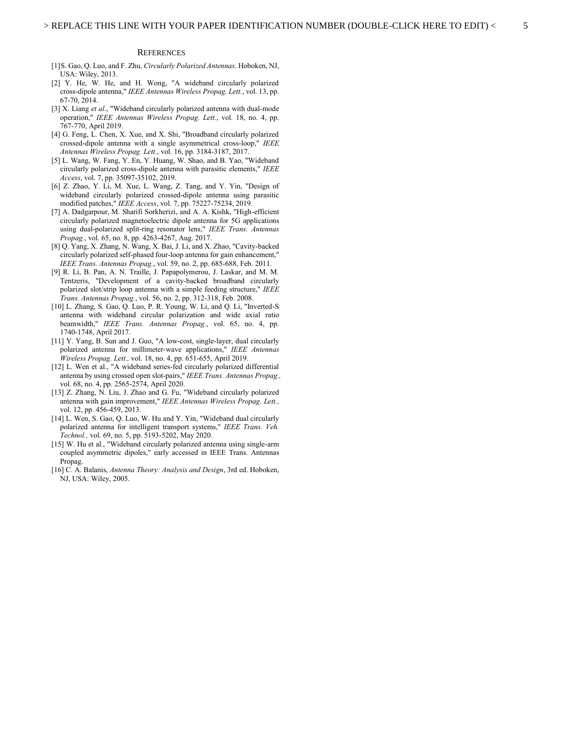## References

[1] S. Gao, Q. Luo, and F. Zhu, *Circularly Polarized Antennas*. Hoboken, NJ, USA: Wiley, 2013.

[2] Y. He, W. He, and H. Wong, "A wideband circularly polarized cross-dipole antenna," *IEEE Antennas Wireless Propag. Lett.*, vol. 13, pp. 67-70, 2014.

[3] X. Liang *et al*., "Wideband circularly polarized antenna with dual-mode operation," *IEEE Antennas Wireless Propag. Lett.*, vol. 18, no. 4, pp. 767-770, April 2019.

[4] G. Feng, L. Chen, X. Xue, and X. Shi, "Broadband circularly polarized crossed-dipole antenna with a single asymmetrical cross-loop," *IEEE Antennas Wireless Propag. Lett.*, vol. 16, pp. 3184-3187, 2017.

[5] L. Wang, W. Fang, Y. En, Y. Huang, W. Shao, and B. Yao, "Wideband circularly polarized cross-dipole antenna with parasitic elements," *IEEE Access*, vol. 7, pp. 35097-35102, 2019.

[6] Z. Zhao, Y. Li, M. Xue, L. Wang, Z. Tang, and Y. Yin, "Design of wideband circularly polarized crossed-dipole antenna using parasitic modified patches," *IEEE Access*, vol. 7, pp. 75227-75234, 2019.

[7] A. Dadgarpour, M. Sharifi Sorkherizi, and A. A. Kishk, "High-efficient circularly polarized magnetoelectric dipole antenna for 5G applications using dual-polarized split-ring resonator lens," *IEEE Trans. Antennas Propag.*, vol. 65, no. 8, pp. 4263-4267, Aug. 2017.

[8] Q. Yang, X. Zhang, N. Wang, X. Bai, J. Li, and X. Zhao, "Cavity-backed circularly polarized self-phased four-loop antenna for gain enhancement," *IEEE Trans. Antennas Propag.*, vol. 59, no. 2, pp. 685-688, Feb. 2011.

[9] R. Li, B. Pan, A. N. Traille, J. Papapolymerou, J. Laskar, and M. M. Tentzeris, "Development of a cavity-backed broadband circularly polarized slot/strip loop antenna with a simple feeding structure," *IEEE Trans. Antennas Propag.*, vol. 56, no. 2, pp. 312-318, Feb. 2008.

[10] L. Zhang, S. Gao, Q. Luo, P. R. Young, W. Li, and Q. Li, "Inverted-S antenna with wideband circular polarization and wide axial ratio beamwidth," *IEEE Trans. Antennas Propag.*, vol. 65, no. 4, pp. 1740-1748, April 2017.

[11] Y. Yang, B. Sun and J. Guo, "A low-cost, single-layer, dual circularly polarized antenna for millimeter-wave applications," *IEEE Antennas Wireless Propag. Lett.,* vol. 18, no. 4, pp. 651-655, April 2019.

[12] L. Wen et al., "A wideband series-fed circularly polarized differential antenna by using crossed open slot-pairs," *IEEE Trans. Antennas Propag.,* vol. 68, no. 4, pp. 2565-2574, April 2020.

[13] Z. Zhang, N. Liu, J. Zhao and G. Fu, "Wideband circularly polarized antenna with gain improvement," *IEEE Antennas Wireless Propag. Lett.,* vol. 12, pp. 456-459, 2013.

[14] L. Wen, S. Gao, Q. Luo, W. Hu and Y. Yin, "Wideband dual circularly polarized antenna for intelligent transport systems," *IEEE Trans. Veh. Technol.,* vol. 69, no. 5, pp. 5193-5202, May 2020.

[15] W. Hu et al., "Wideband circularly polarized antenna using single-arm coupled asymmetric dipoles," early accessed in IEEE Trans. Antennas Propag.

[16] C. A. Balanis, *Antenna Theory: Analysis and Design*, 3rd ed. Hoboken, NJ, USA: Wiley, 2005.